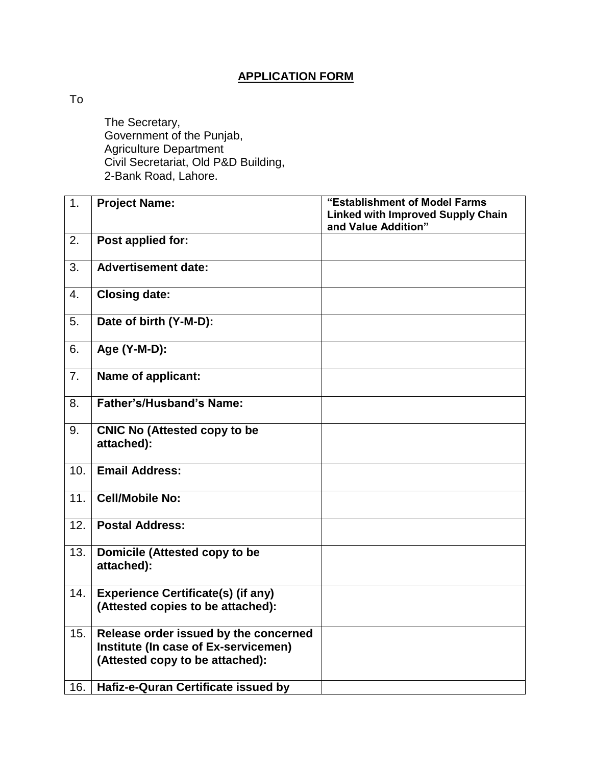# APPLICATION FORM

To

The Secretary,
Government of the Punjab,
Agriculture Department
Civil Secretariat, Old P&D Building,
2-Bank Road, Lahore.

| | | |
|---|---|---|
| 1. | **Project Name:** | **"Establishment of Model Farms Linked with Improved Supply Chain and Value Addition"** |
| 2. | **Post applied for:** | |
| 3. | **Advertisement date:** | |
| 4. | **Closing date:** | |
| 5. | **Date of birth (Y-M-D):** | |
| 6. | **Age (Y-M-D):** | |
| 7. | **Name of applicant:** | |
| 8. | **Father's/Husband's Name:** | |
| 9. | **CNIC No (Attested copy to be attached):** | |
| 10. | **Email Address:** | |
| 11. | **Cell/Mobile No:** | |
| 12. | **Postal Address:** | |
| 13. | **Domicile (Attested copy to be attached):** | |
| 14. | **Experience Certificate(s) (if any) (Attested copies to be attached):** | |
| 15. | **Release order issued by the concerned Institute (In case of Ex-servicemen) (Attested copy to be attached):** | |
| 16. | **Hafiz-e-Quran Certificate issued by** | |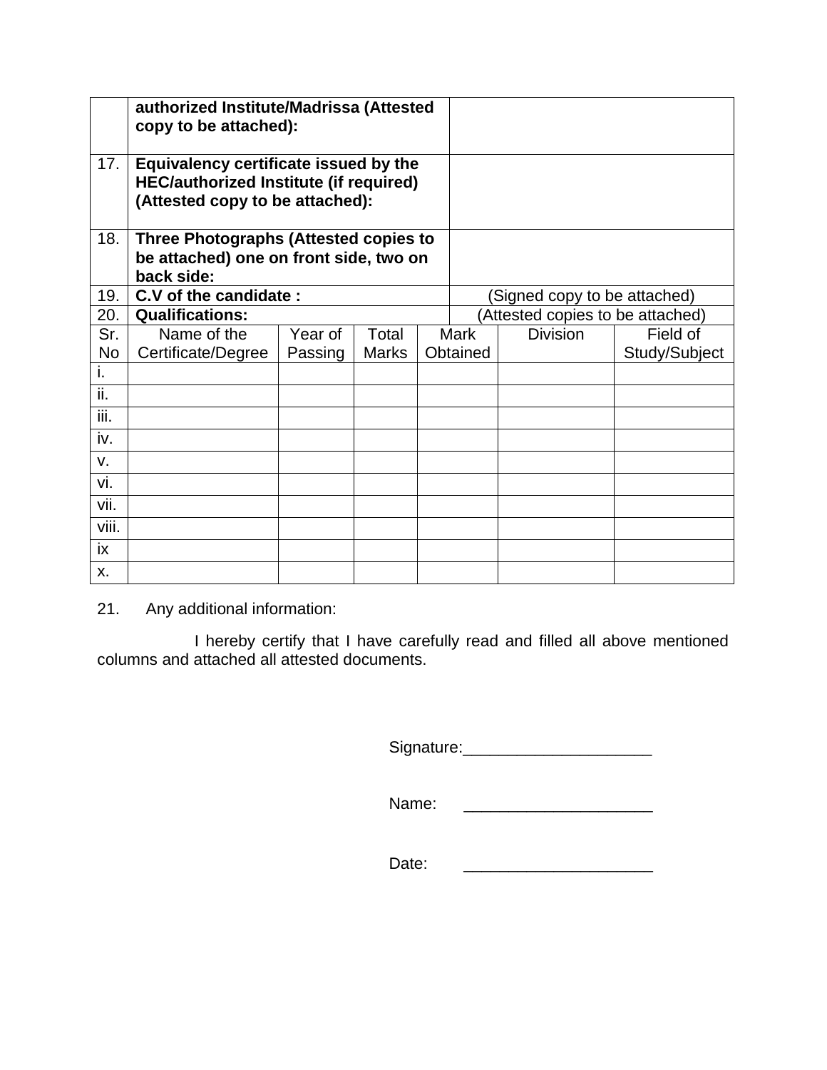| | | |
|---|---|---|
| | **authorized Institute/Madrissa (Attested copy to be attached):** | |
| 17. | **Equivalency certificate issued by the HEC/authorized Institute (if required) (Attested copy to be attached):** | |
| 18. | **Three Photographs (Attested copies to be attached) one on front side, two on back side:** | |
| 19. | **C.V of the candidate :** | (Signed copy to be attached) |
| 20. | **Qualifications:** | (Attested copies to be attached) |

| Sr. No | Name of the Certificate/Degree | Year of Passing | Total Marks | Mark Obtained | Division | Field of Study/Subject |
|---|---|---|---|---|---|---|
| i. | | | | | | |
| ii. | | | | | | |
| iii. | | | | | | |
| iv. | | | | | | |
| v. | | | | | | |
| vi. | | | | | | |
| vii. | | | | | | |
| viii. | | | | | | |
| ix | | | | | | |
| x. | | | | | | |

21. Any additional information:

I hereby certify that I have carefully read and filled all above mentioned columns and attached all attested documents.

Signature:_____________________

Name: _____________________

Date: _____________________